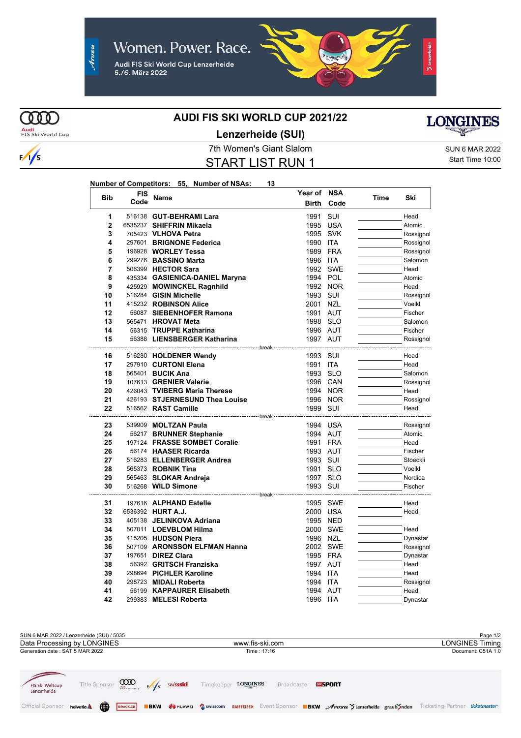Women. Power. Race.

Audi FIS Ski World Cup Lenzerheide
5./6. März 2022

# AUDI FIS SKI WORLD CUP 2021/22

## Lenzerheide (SUI)

7th Women's Giant Slalom

SUN 6 MAR 2022

## START LIST RUN 1

Start Time 10:00

**Number of Competitors: 55, Number of NSAs: 13**

| Bib | FIS Code | Name | Year of Birth | NSA Code | Time | Ski |
|---|---|---|---|---|---|---|
| 1 | 516138 | **GUT-BEHRAMI Lara** | 1991 | SUI | | Head |
| 2 | 6535237 | **SHIFFRIN Mikaela** | 1995 | USA | | Atomic |
| 3 | 705423 | **VLHOVA Petra** | 1995 | SVK | | Rossignol |
| 4 | 297601 | **BRIGNONE Federica** | 1990 | ITA | | Rossignol |
| 5 | 196928 | **WORLEY Tessa** | 1989 | FRA | | Rossignol |
| 6 | 299276 | **BASSINO Marta** | 1996 | ITA | | Salomon |
| 7 | 506399 | **HECTOR Sara** | 1992 | SWE | | Head |
| 8 | 435334 | **GASIENICA-DANIEL Maryna** | 1994 | POL | | Atomic |
| 9 | 425929 | **MOWINCKEL Ragnhild** | 1992 | NOR | | Head |
| 10 | 516284 | **GISIN Michelle** | 1993 | SUI | | Rossignol |
| 11 | 415232 | **ROBINSON Alice** | 2001 | NZL | | Voelkl |
| 12 | 56087 | **SIEBENHOFER Ramona** | 1991 | AUT | | Fischer |
| 13 | 565471 | **HROVAT Meta** | 1998 | SLO | | Salomon |
| 14 | 56315 | **TRUPPE Katharina** | 1996 | AUT | | Fischer |
| 15 | 56388 | **LIENSBERGER Katharina** | 1997 | AUT | | Rossignol |
| | | break | | | | |
| 16 | 516280 | **HOLDENER Wendy** | 1993 | SUI | | Head |
| 17 | 297910 | **CURTONI Elena** | 1991 | ITA | | Head |
| 18 | 565401 | **BUCIK Ana** | 1993 | SLO | | Salomon |
| 19 | 107613 | **GRENIER Valerie** | 1996 | CAN | | Rossignol |
| 20 | 426043 | **TVIBERG Maria Therese** | 1994 | NOR | | Head |
| 21 | 426193 | **STJERNESUND Thea Louise** | 1996 | NOR | | Rossignol |
| 22 | 516562 | **RAST Camille** | 1999 | SUI | | Head |
| | | break | | | | |
| 23 | 539909 | **MOLTZAN Paula** | 1994 | USA | | Rossignol |
| 24 | 56217 | **BRUNNER Stephanie** | 1994 | AUT | | Atomic |
| 25 | 197124 | **FRASSE SOMBET Coralie** | 1991 | FRA | | Head |
| 26 | 56174 | **HAASER Ricarda** | 1993 | AUT | | Fischer |
| 27 | 516283 | **ELLENBERGER Andrea** | 1993 | SUI | | Stoeckli |
| 28 | 565373 | **ROBNIK Tina** | 1991 | SLO | | Voelkl |
| 29 | 565463 | **SLOKAR Andreja** | 1997 | SLO | | Nordica |
| 30 | 516268 | **WILD Simone** | 1993 | SUI | | Fischer |
| | | break | | | | |
| 31 | 197616 | **ALPHAND Estelle** | 1995 | SWE | | Head |
| 32 | 6536392 | **HURT A.J.** | 2000 | USA | | Head |
| 33 | 405138 | **JELINKOVA Adriana** | 1995 | NED | | |
| 34 | 507011 | **LOEVBLOM Hilma** | 2000 | SWE | | Head |
| 35 | 415205 | **HUDSON Piera** | 1996 | NZL | | Dynastar |
| 36 | 507109 | **ARONSSON ELFMAN Hanna** | 2002 | SWE | | Rossignol |
| 37 | 197651 | **DIREZ Clara** | 1995 | FRA | | Dynastar |
| 38 | 56392 | **GRITSCH Franziska** | 1997 | AUT | | Head |
| 39 | 298694 | **PICHLER Karoline** | 1994 | ITA | | Head |
| 40 | 298723 | **MIDALI Roberta** | 1994 | ITA | | Rossignol |
| 41 | 56199 | **KAPPAURER Elisabeth** | 1994 | AUT | | Head |
| 42 | 299383 | **MELESI Roberta** | 1996 | ITA | | Dynastar |

SUN 6 MAR 2022 / Lenzerheide (SUI) / 5035

Data Processing by LONGINES — www.fis-ski.com — LONGINES Timing

Generation date : SAT 5 MAR 2022 — Time : 17:16 — Document: C51A 1.0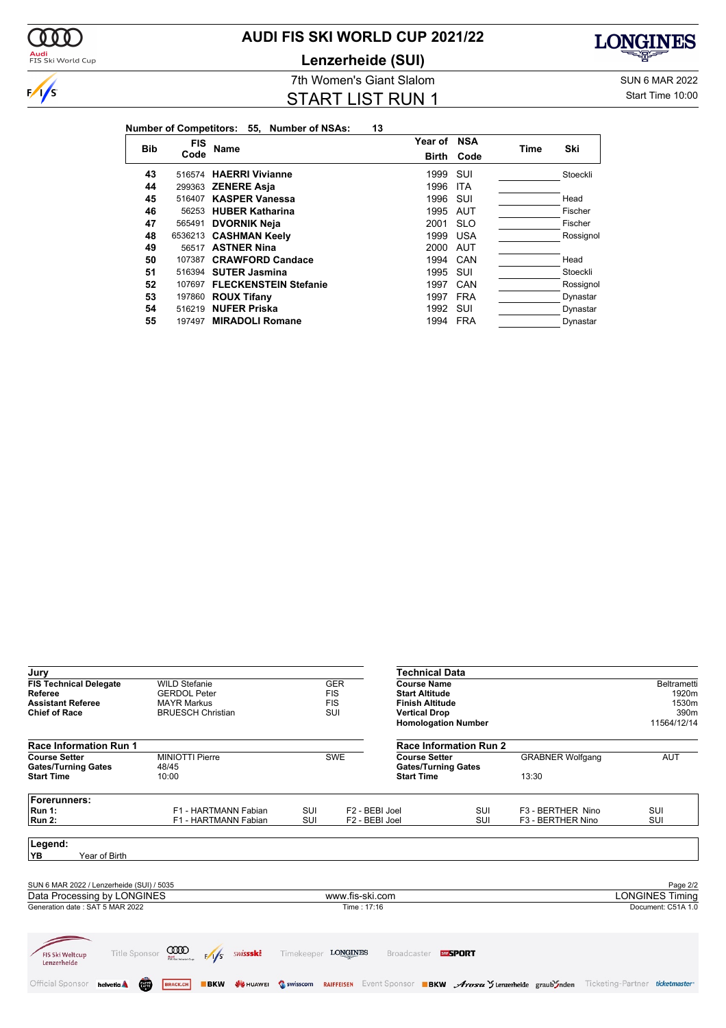# AUDI FIS SKI WORLD CUP 2021/22

## Lenzerheide (SUI)

### 7th Women's Giant Slalom

### START LIST RUN 1

SUN 6 MAR 2022
Start Time 10:00

**Number of Competitors: 55, Number of NSAs: 13**

| Bib | FIS Code | Name | Year of Birth | NSA Code | Time | Ski |
|---|---|---|---|---|---|---|
| 43 | 516574 | **HAERRI Vivianne** | 1999 | SUI | | Stoeckli |
| 44 | 299363 | **ZENERE Asja** | 1996 | ITA | | |
| 45 | 516407 | **KASPER Vanessa** | 1996 | SUI | | Head |
| 46 | 56253 | **HUBER Katharina** | 1995 | AUT | | Fischer |
| 47 | 565491 | **DVORNIK Neja** | 2001 | SLO | | Fischer |
| 48 | 6536213 | **CASHMAN Keely** | 1999 | USA | | Rossignol |
| 49 | 56517 | **ASTNER Nina** | 2000 | AUT | | |
| 50 | 107387 | **CRAWFORD Candace** | 1994 | CAN | | Head |
| 51 | 516394 | **SUTER Jasmina** | 1995 | SUI | | Stoeckli |
| 52 | 107697 | **FLECKENSTEIN Stefanie** | 1997 | CAN | | Rossignol |
| 53 | 197860 | **ROUX Tifany** | 1997 | FRA | | Dynastar |
| 54 | 516219 | **NUFER Priska** | 1992 | SUI | | Dynastar |
| 55 | 197497 | **MIRADOLI Romane** | 1994 | FRA | | Dynastar |

**Jury**

| | | |
|---|---|---|
| **FIS Technical Delegate** | WILD Stefanie | GER |
| **Referee** | GERDOL Peter | FIS |
| **Assistant Referee** | MAYR Markus | FIS |
| **Chief of Race** | BRUESCH Christian | SUI |

**Technical Data**

| | |
|---|---|
| **Course Name** | Beltrametti |
| **Start Altitude** | 1920m |
| **Finish Altitude** | 1530m |
| **Vertical Drop** | 390m |
| **Homologation Number** | 11564/12/14 |

**Race Information Run 1**

| | | |
|---|---|---|
| **Course Setter** | MINIOTTI Pierre | SWE |
| **Gates/Turning Gates** | 48/45 | |
| **Start Time** | 10:00 | |

**Race Information Run 2**

| | | |
|---|---|---|
| **Course Setter** | GRABNER Wolfgang | AUT |
| **Gates/Turning Gates** | | |
| **Start Time** | 13:30 | |

**Forerunners:**

| | | | | | | |
|---|---|---|---|---|---|---|
| **Run 1:** | F1 - HARTMANN Fabian | SUI | F2 - BEBI Joel | SUI | F3 - BERTHER Nino | SUI |
| **Run 2:** | F1 - HARTMANN Fabian | SUI | F2 - BEBI Joel | SUI | F3 - BERTHER Nino | SUI |

**Legend:**
**YB** Year of Birth

SUN 6 MAR 2022 / Lenzerheide (SUI) / 5035

Data Processing by LONGINES — www.fis-ski.com — LONGINES Timing

Generation date : SAT 5 MAR 2022 — Time : 17:16 — Document: C51A 1.0